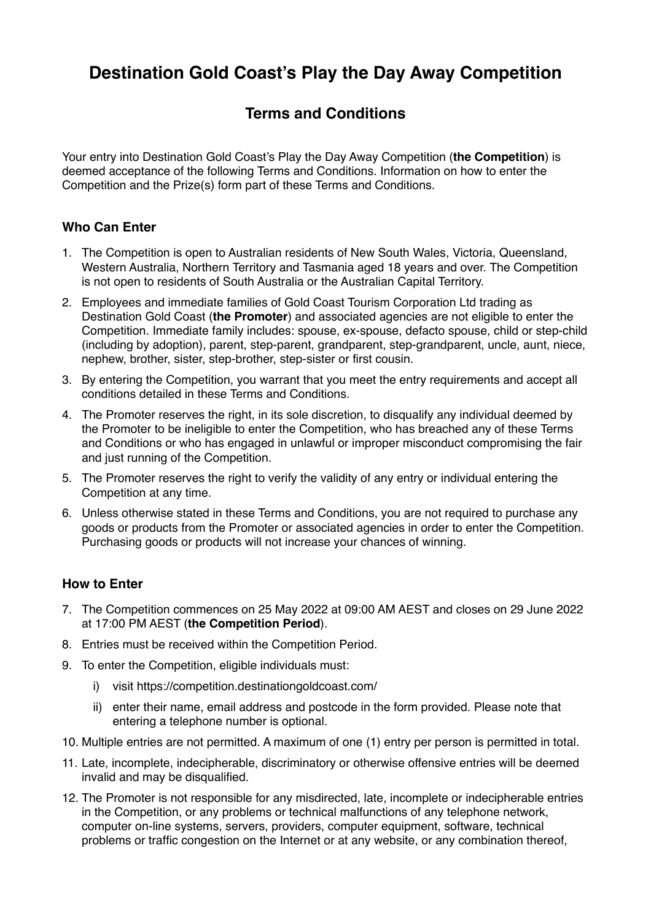# Destination Gold Coast's Play the Day Away Competition

## Terms and Conditions

Your entry into Destination Gold Coast's Play the Day Away Competition (**the Competition**) is deemed acceptance of the following Terms and Conditions. Information on how to enter the Competition and the Prize(s) form part of these Terms and Conditions.

### Who Can Enter

1. The Competition is open to Australian residents of New South Wales, Victoria, Queensland, Western Australia, Northern Territory and Tasmania aged 18 years and over. The Competition is not open to residents of South Australia or the Australian Capital Territory.
2. Employees and immediate families of Gold Coast Tourism Corporation Ltd trading as Destination Gold Coast (**the Promoter**) and associated agencies are not eligible to enter the Competition. Immediate family includes: spouse, ex-spouse, defacto spouse, child or step-child (including by adoption), parent, step-parent, grandparent, step-grandparent, uncle, aunt, niece, nephew, brother, sister, step-brother, step-sister or first cousin.
3. By entering the Competition, you warrant that you meet the entry requirements and accept all conditions detailed in these Terms and Conditions.
4. The Promoter reserves the right, in its sole discretion, to disqualify any individual deemed by the Promoter to be ineligible to enter the Competition, who has breached any of these Terms and Conditions or who has engaged in unlawful or improper misconduct compromising the fair and just running of the Competition.
5. The Promoter reserves the right to verify the validity of any entry or individual entering the Competition at any time.
6. Unless otherwise stated in these Terms and Conditions, you are not required to purchase any goods or products from the Promoter or associated agencies in order to enter the Competition. Purchasing goods or products will not increase your chances of winning.

### How to Enter

7. The Competition commences on 25 May 2022 at 09:00 AM AEST and closes on 29 June 2022 at 17:00 PM AEST (**the Competition Period**).
8. Entries must be received within the Competition Period.
9. To enter the Competition, eligible individuals must:
   i) visit https://competition.destinationgoldcoast.com/
   ii) enter their name, email address and postcode in the form provided. Please note that entering a telephone number is optional.
10. Multiple entries are not permitted. A maximum of one (1) entry per person is permitted in total.
11. Late, incomplete, indecipherable, discriminatory or otherwise offensive entries will be deemed invalid and may be disqualified.
12. The Promoter is not responsible for any misdirected, late, incomplete or indecipherable entries in the Competition, or any problems or technical malfunctions of any telephone network, computer on-line systems, servers, providers, computer equipment, software, technical problems or traffic congestion on the Internet or at any website, or any combination thereof,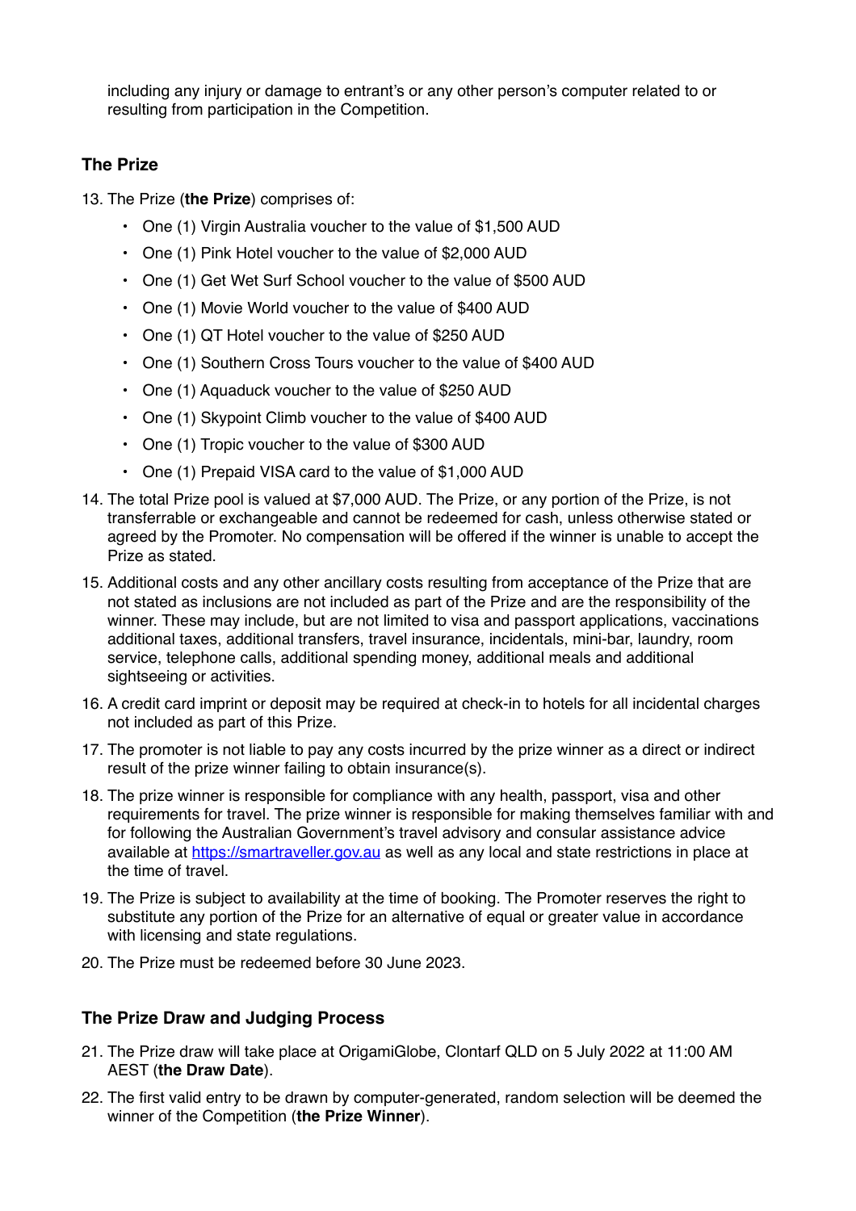including any injury or damage to entrant's or any other person's computer related to or resulting from participation in the Competition.

## The Prize

13. The Prize (**the Prize**) comprises of:
    - One (1) Virgin Australia voucher to the value of $1,500 AUD
    - One (1) Pink Hotel voucher to the value of $2,000 AUD
    - One (1) Get Wet Surf School voucher to the value of $500 AUD
    - One (1) Movie World voucher to the value of $400 AUD
    - One (1) QT Hotel voucher to the value of $250 AUD
    - One (1) Southern Cross Tours voucher to the value of $400 AUD
    - One (1) Aquaduck voucher to the value of $250 AUD
    - One (1) Skypoint Climb voucher to the value of $400 AUD
    - One (1) Tropic voucher to the value of $300 AUD
    - One (1) Prepaid VISA card to the value of $1,000 AUD
14. The total Prize pool is valued at $7,000 AUD. The Prize, or any portion of the Prize, is not transferrable or exchangeable and cannot be redeemed for cash, unless otherwise stated or agreed by the Promoter. No compensation will be offered if the winner is unable to accept the Prize as stated.
15. Additional costs and any other ancillary costs resulting from acceptance of the Prize that are not stated as inclusions are not included as part of the Prize and are the responsibility of the winner. These may include, but are not limited to visa and passport applications, vaccinations additional taxes, additional transfers, travel insurance, incidentals, mini-bar, laundry, room service, telephone calls, additional spending money, additional meals and additional sightseeing or activities.
16. A credit card imprint or deposit may be required at check-in to hotels for all incidental charges not included as part of this Prize.
17. The promoter is not liable to pay any costs incurred by the prize winner as a direct or indirect result of the prize winner failing to obtain insurance(s).
18. The prize winner is responsible for compliance with any health, passport, visa and other requirements for travel. The prize winner is responsible for making themselves familiar with and for following the Australian Government's travel advisory and consular assistance advice available at [https://smartraveller.gov.au](https://smartraveller.gov.au) as well as any local and state restrictions in place at the time of travel.
19. The Prize is subject to availability at the time of booking. The Promoter reserves the right to substitute any portion of the Prize for an alternative of equal or greater value in accordance with licensing and state regulations.
20. The Prize must be redeemed before 30 June 2023.

## The Prize Draw and Judging Process

21. The Prize draw will take place at OrigamiGlobe, Clontarf QLD on 5 July 2022 at 11:00 AM AEST (**the Draw Date**).
22. The first valid entry to be drawn by computer-generated, random selection will be deemed the winner of the Competition (**the Prize Winner**).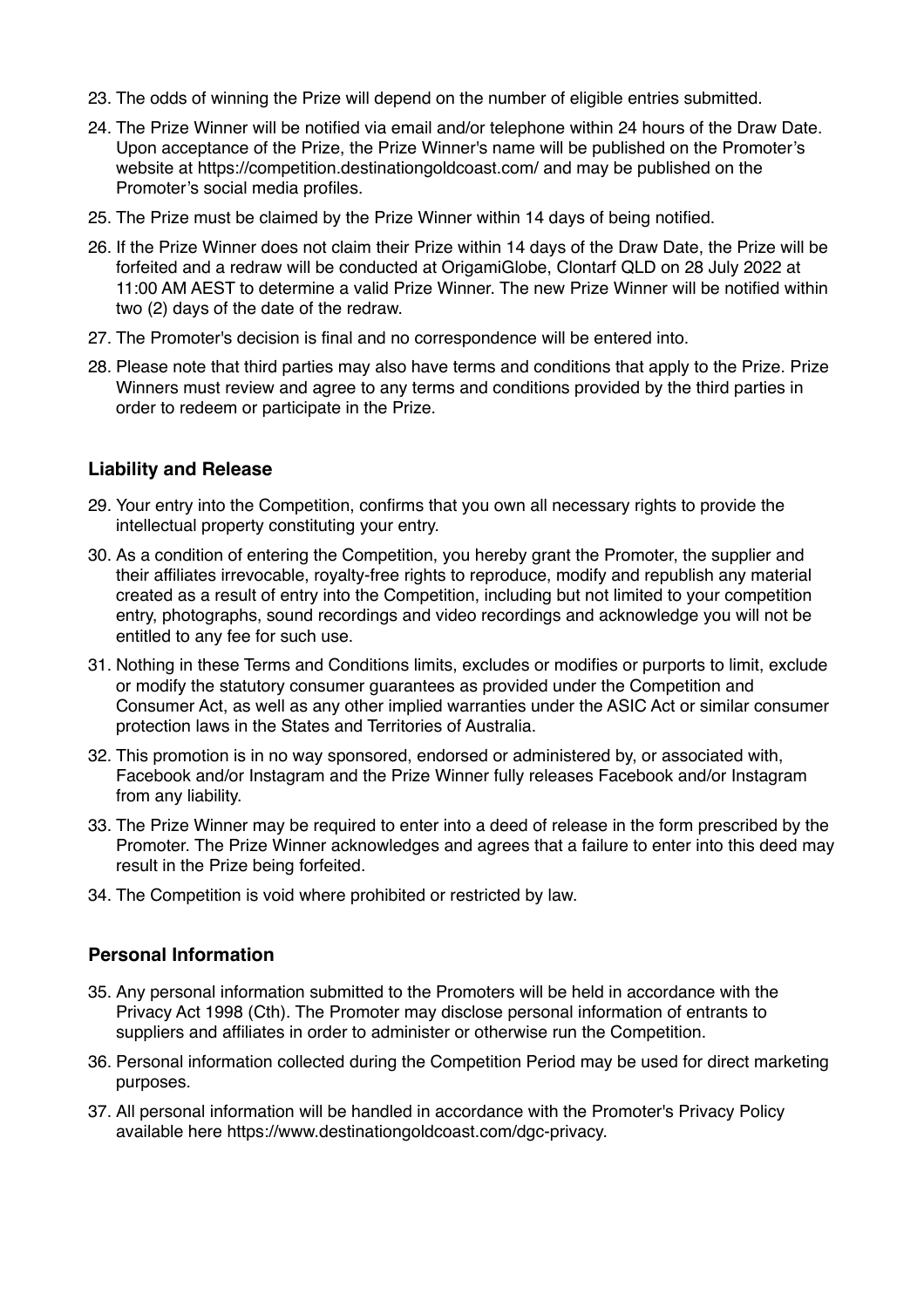23. The odds of winning the Prize will depend on the number of eligible entries submitted.
24. The Prize Winner will be notified via email and/or telephone within 24 hours of the Draw Date. Upon acceptance of the Prize, the Prize Winner's name will be published on the Promoter's website at https://competition.destinationgoldcoast.com/ and may be published on the Promoter's social media profiles.
25. The Prize must be claimed by the Prize Winner within 14 days of being notified.
26. If the Prize Winner does not claim their Prize within 14 days of the Draw Date, the Prize will be forfeited and a redraw will be conducted at OrigamiGlobe, Clontarf QLD on 28 July 2022 at 11:00 AM AEST to determine a valid Prize Winner. The new Prize Winner will be notified within two (2) days of the date of the redraw.
27. The Promoter's decision is final and no correspondence will be entered into.
28. Please note that third parties may also have terms and conditions that apply to the Prize. Prize Winners must review and agree to any terms and conditions provided by the third parties in order to redeem or participate in the Prize.

## Liability and Release

29. Your entry into the Competition, confirms that you own all necessary rights to provide the intellectual property constituting your entry.
30. As a condition of entering the Competition, you hereby grant the Promoter, the supplier and their affiliates irrevocable, royalty-free rights to reproduce, modify and republish any material created as a result of entry into the Competition, including but not limited to your competition entry, photographs, sound recordings and video recordings and acknowledge you will not be entitled to any fee for such use.
31. Nothing in these Terms and Conditions limits, excludes or modifies or purports to limit, exclude or modify the statutory consumer guarantees as provided under the Competition and Consumer Act, as well as any other implied warranties under the ASIC Act or similar consumer protection laws in the States and Territories of Australia.
32. This promotion is in no way sponsored, endorsed or administered by, or associated with, Facebook and/or Instagram and the Prize Winner fully releases Facebook and/or Instagram from any liability.
33. The Prize Winner may be required to enter into a deed of release in the form prescribed by the Promoter. The Prize Winner acknowledges and agrees that a failure to enter into this deed may result in the Prize being forfeited.
34. The Competition is void where prohibited or restricted by law.

## Personal Information

35. Any personal information submitted to the Promoters will be held in accordance with the Privacy Act 1998 (Cth). The Promoter may disclose personal information of entrants to suppliers and affiliates in order to administer or otherwise run the Competition.
36. Personal information collected during the Competition Period may be used for direct marketing purposes.
37. All personal information will be handled in accordance with the Promoter's Privacy Policy available here https://www.destinationgoldcoast.com/dgc-privacy.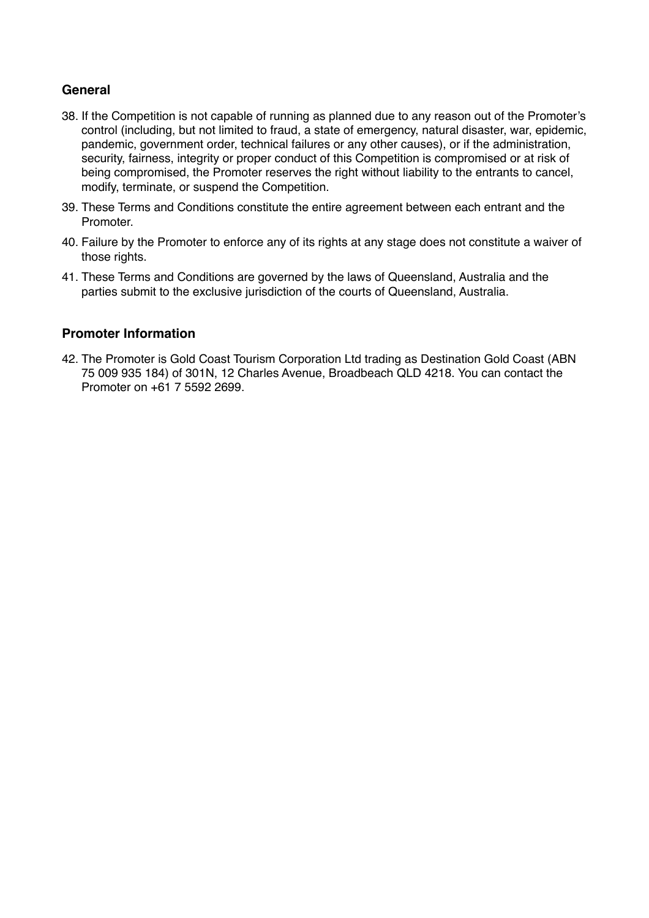## General

38. If the Competition is not capable of running as planned due to any reason out of the Promoter's control (including, but not limited to fraud, a state of emergency, natural disaster, war, epidemic, pandemic, government order, technical failures or any other causes), or if the administration, security, fairness, integrity or proper conduct of this Competition is compromised or at risk of being compromised, the Promoter reserves the right without liability to the entrants to cancel, modify, terminate, or suspend the Competition.
39. These Terms and Conditions constitute the entire agreement between each entrant and the Promoter.
40. Failure by the Promoter to enforce any of its rights at any stage does not constitute a waiver of those rights.
41. These Terms and Conditions are governed by the laws of Queensland, Australia and the parties submit to the exclusive jurisdiction of the courts of Queensland, Australia.

## Promoter Information

42. The Promoter is Gold Coast Tourism Corporation Ltd trading as Destination Gold Coast (ABN 75 009 935 184) of 301N, 12 Charles Avenue, Broadbeach QLD 4218. You can contact the Promoter on +61 7 5592 2699.